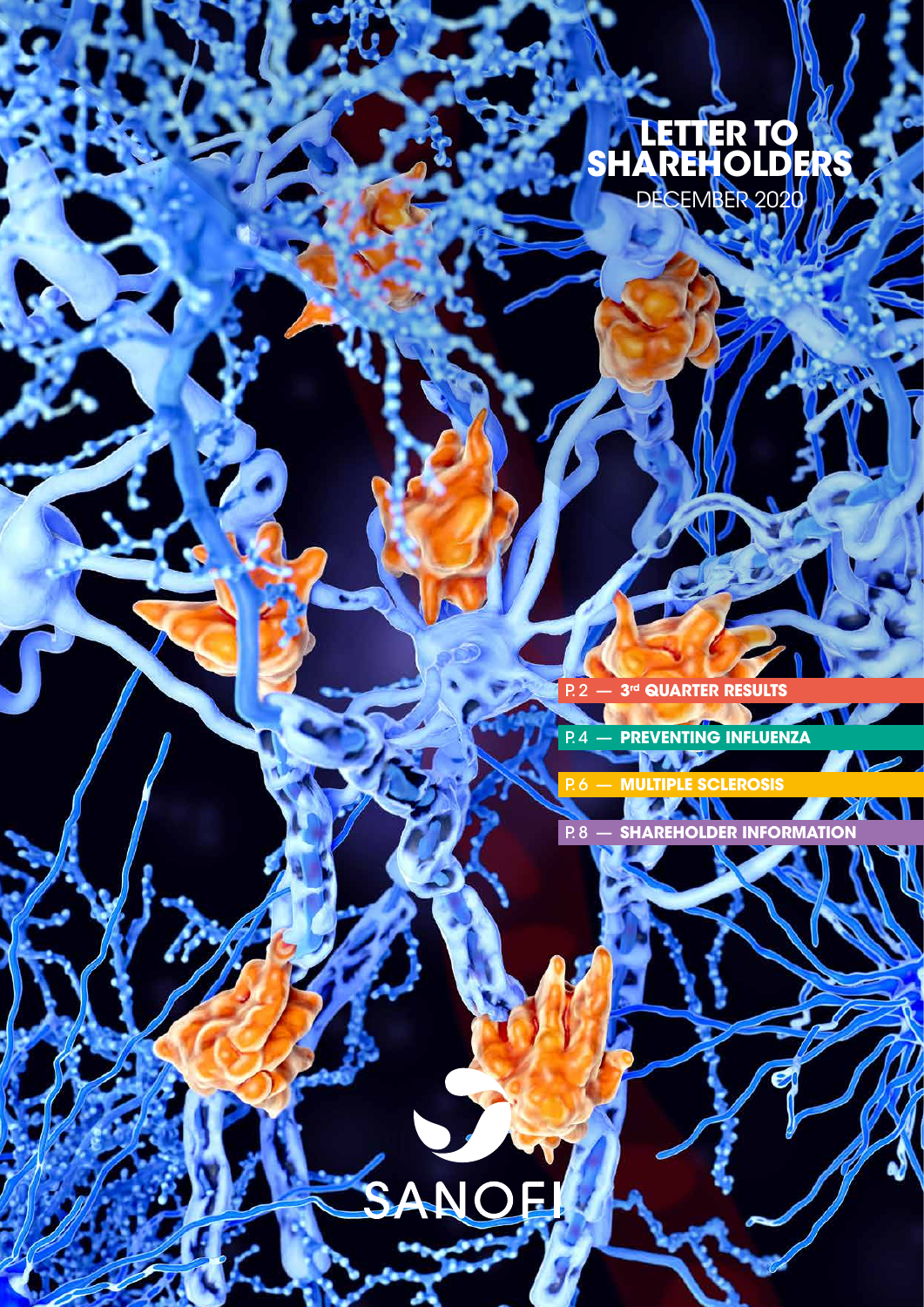# LETTER TO SHAREHOLDERS

DECEMBER 2020

- P. 2 — 3rd QUARTER RESULTS
- P. 4 — PREVENTING INFLUENZA
- P. 6 — MULTIPLE SCLEROSIS
- P. 8 — SHAREHOLDER INFORMATION

SANOFI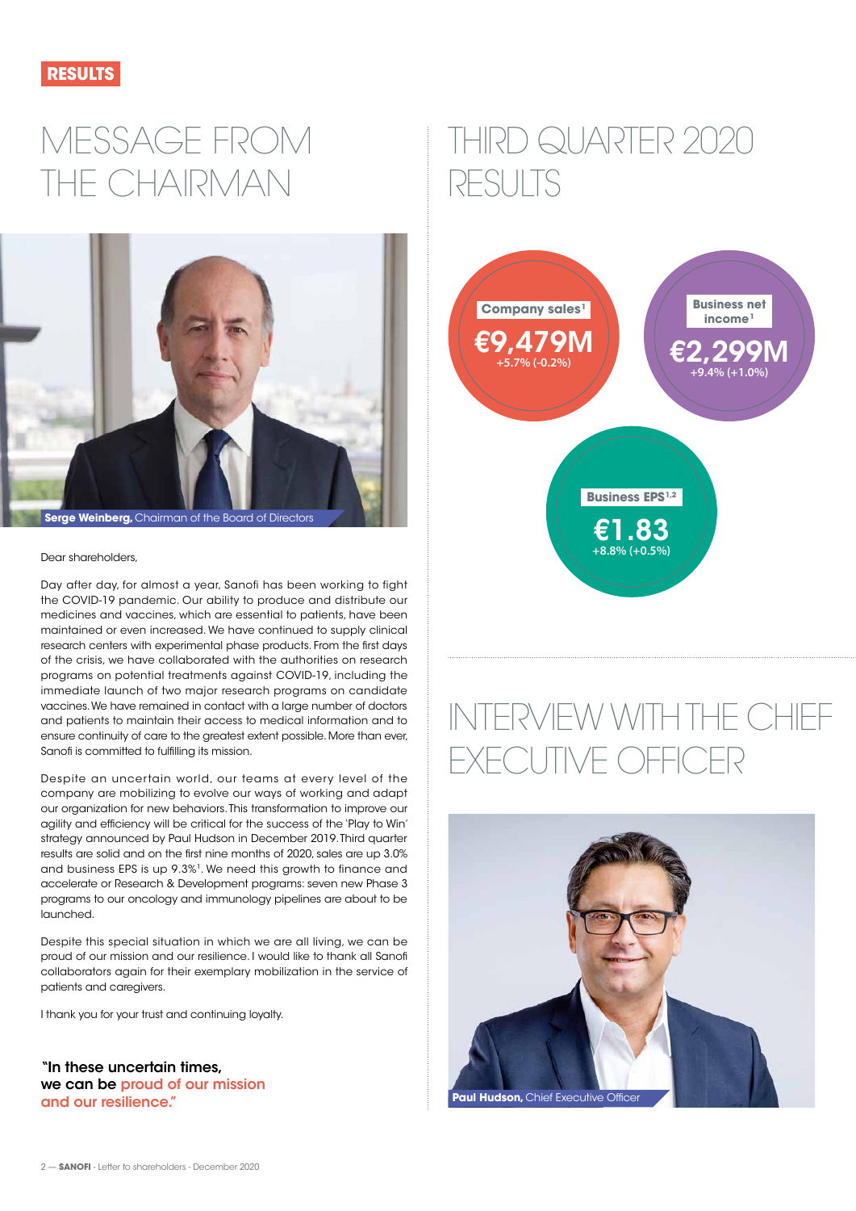RESULTS

# MESSAGE FROM THE CHAIRMAN

**Serge Weinberg,** Chairman of the Board of Directors

Dear shareholders,

Day after day, for almost a year, Sanofi has been working to fight the COVID-19 pandemic. Our ability to produce and distribute our medicines and vaccines, which are essential to patients, have been maintained or even increased. We have continued to supply clinical research centers with experimental phase products. From the first days of the crisis, we have collaborated with the authorities on research programs on potential treatments against COVID-19, including the immediate launch of two major research programs on candidate vaccines. We have remained in contact with a large number of doctors and patients to maintain their access to medical information and to ensure continuity of care to the greatest extent possible. More than ever, Sanofi is committed to fulfilling its mission.

Despite an uncertain world, our teams at every level of the company are mobilizing to evolve our ways of working and adapt our organization for new behaviors. This transformation to improve our agility and efficiency will be critical for the success of the 'Play to Win' strategy announced by Paul Hudson in December 2019. Third quarter results are solid and on the first nine months of 2020, sales are up 3.0% and business EPS is up 9.3%[1]. We need this growth to finance and accelerate or Research & Development programs: seven new Phase 3 programs to our oncology and immunology pipelines are about to be launched.

Despite this special situation in which we are all living, we can be proud of our mission and our resilience. I would like to thank all Sanofi collaborators again for their exemplary mobilization in the service of patients and caregivers.

I thank you for your trust and continuing loyalty.

**"In these uncertain times, we can be proud of our mission and our resilience."**

# THIRD QUARTER 2020 RESULTS

**Company sales[1]**
**€9,479M**
+5.7% (-0.2%)

**Business net income[1]**
**€2,299M**
+9.4% (+1.0%)

**Business EPS[1,2]**
**€1.83**
+8.8% (+0.5%)

# INTERVIEW WITH THE CHIEF EXECUTIVE OFFICER

**Paul Hudson,** Chief Executive Officer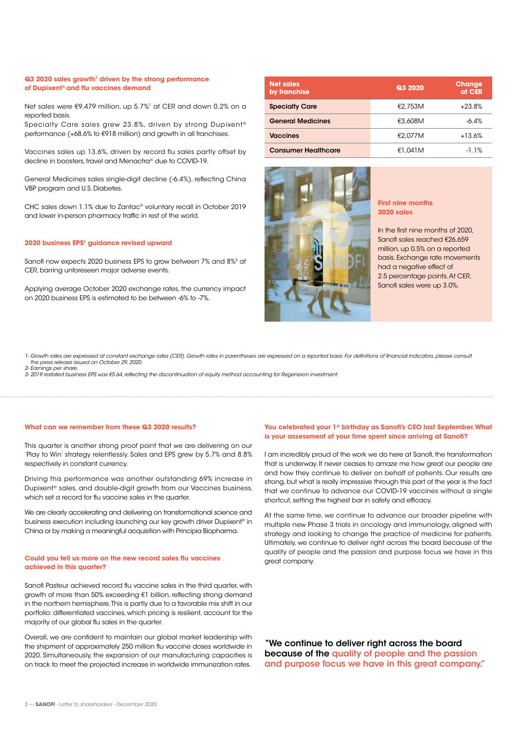### Q3 2020 sales growth[1] driven by the strong performance of Dupixent® and flu vaccines demand

Net sales were €9,479 million, up 5.7%[1] at CER and down 0.2% on a reported basis.
Specialty Care sales grew 23.8%, driven by strong Dupixent® performance (+68.6% to €918 million) and growth in all franchises.

Vaccines sales up 13.6%, driven by record flu sales partly offset by decline in boosters, travel and Menactra® due to COVID-19.

General Medicines sales single-digit decline (-6.4%), reflecting China VBP program and U.S. Diabetes.

CHC sales down 1.1% due to Zantac® voluntary recall in October 2019 and lower in-person pharmacy traffic in rest of the world.

### 2020 business EPS[1] guidance revised upward

Sanofi now expects 2020 business EPS to grow between 7% and 8%[3] at CER, barring unforeseen major adverse events.

Applying average October 2020 exchange rates, the currency impact on 2020 business EPS is estimated to be between -6% to -7%.

| Net sales by franchise | Q3 2020 | Change at CER |
|---|---|---|
| **Specialty Care** | €2,753M | +23.8% |
| **General Medicines** | €3,608M | -6.4% |
| **Vaccines** | €2,077M | +13.6% |
| **Consumer Healthcare** | €1,041M | -1.1% |

### First nine months 2020 sales

In the first nine months of 2020, Sanofi sales reached €26,659 million, up 0.5% on a reported basis. Exchange rate movements had a negative effect of 2.5 percentage points. At CER, Sanofi sales were up 3.0%.

*1- Growth rates are expressed at constant exchange rates (CER). Growth rates in parentheses are expressed on a reported basis. For definitions of financial indicators, please consult the press release issued on October 29, 2020.*
*2- Earnings per share.*
*3- 2019 restated business EPS was €5.64, reflecting the discontinuation of equity method accounting for Regeneron investment.*

### What can we remember from these Q3 2020 results?

This quarter is another strong proof point that we are delivering on our 'Play to Win' strategy relentlessly. Sales and EPS grew by 5.7% and 8.8% respectively in constant currency.

Driving this performance was another outstanding 69% increase in Dupixent® sales, and double-digit growth from our Vaccines business, which set a record for flu vaccine sales in the quarter.

We are clearly accelerating and delivering on transformational science and business execution including launching our key growth driver Dupixent® in China or by making a meaningful acquisition with Principia Biopharma.

### Could you tell us more on the new record sales flu vaccines achieved in this quarter?

Sanofi Pasteur achieved record flu vaccine sales in the third quarter, with growth of more than 50% exceeding €1 billion, reflecting strong demand in the northern hemisphere. This is partly due to a favorable mix shift in our portfolio: differentiated vaccines, which pricing is resilient, account for the majority of our global flu sales in the quarter.

Overall, we are confident to maintain our global market leadership with the shipment of approximately 250 million flu vaccine doses worldwide in 2020. Simultaneously, the expansion of our manufacturing capacities is on track to meet the projected increase in worldwide immunization rates.

### You celebrated your 1st birthday as Sanofi's CEO last September. What is your assessment of your time spent since arriving at Sanofi?

I am incredibly proud of the work we do here at Sanofi, the transformation that is underway. It never ceases to amaze me how great our people are and how they continue to deliver on behalf of patients. Our results are strong, but what is really impressive through this part of the year is the fact that we continue to advance our COVID-19 vaccines without a single shortcut, setting the highest bar in safety and efficacy.

At the same time, we continue to advance our broader pipeline with multiple new Phase 3 trials in oncology and immunology, aligned with strategy and looking to change the practice of medicine for patients. Ultimately, we continue to deliver right across the board because of the quality of people and the passion and purpose focus we have in this great company.

**"We continue to deliver right across the board because of the quality of people and the passion and purpose focus we have in this great company."**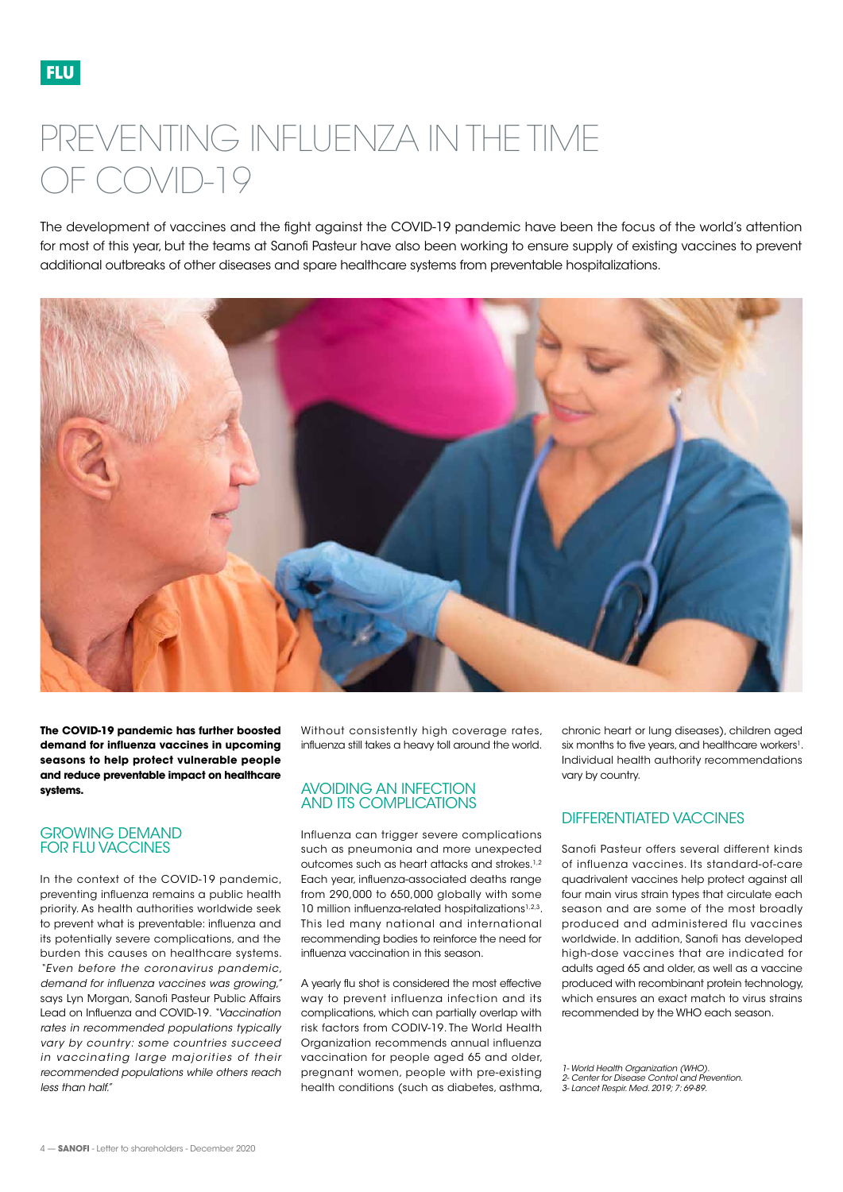FLU

# PREVENTING INFLUENZA IN THE TIME OF COVID-19

The development of vaccines and the fight against the COVID-19 pandemic have been the focus of the world's attention for most of this year, but the teams at Sanofi Pasteur have also been working to ensure supply of existing vaccines to prevent additional outbreaks of other diseases and spare healthcare systems from preventable hospitalizations.

**The COVID-19 pandemic has further boosted demand for influenza vaccines in upcoming seasons to help protect vulnerable people and reduce preventable impact on healthcare systems.**

## GROWING DEMAND FOR FLU VACCINES

In the context of the COVID-19 pandemic, preventing influenza remains a public health priority. As health authorities worldwide seek to prevent what is preventable: influenza and its potentially severe complications, and the burden this causes on healthcare systems. *"Even before the coronavirus pandemic, demand for influenza vaccines was growing,"* says Lyn Morgan, Sanofi Pasteur Public Affairs Lead on Influenza and COVID-19. *"Vaccination rates in recommended populations typically vary by country: some countries succeed in vaccinating large majorities of their recommended populations while others reach less than half."*

Without consistently high coverage rates, influenza still takes a heavy toll around the world.

## AVOIDING AN INFECTION AND ITS COMPLICATIONS

Influenza can trigger severe complications such as pneumonia and more unexpected outcomes such as heart attacks and strokes.[1,2] Each year, influenza-associated deaths range from 290,000 to 650,000 globally with some 10 million influenza-related hospitalizations[1,2,3]. This led many national and international recommending bodies to reinforce the need for influenza vaccination in this season.

A yearly flu shot is considered the most effective way to prevent influenza infection and its complications, which can partially overlap with risk factors from CODIV-19. The World Health Organization recommends annual influenza vaccination for people aged 65 and older, pregnant women, people with pre-existing health conditions (such as diabetes, asthma, chronic heart or lung diseases), children aged six months to five years, and healthcare workers[1]. Individual health authority recommendations vary by country.

## DIFFERENTIATED VACCINES

Sanofi Pasteur offers several different kinds of influenza vaccines. Its standard-of-care quadrivalent vaccines help protect against all four main virus strain types that circulate each season and are some of the most broadly produced and administered flu vaccines worldwide. In addition, Sanofi has developed high-dose vaccines that are indicated for adults aged 65 and older, as well as a vaccine produced with recombinant protein technology, which ensures an exact match to virus strains recommended by the WHO each season.

*1- World Health Organization (WHO).*
*2- Center for Disease Control and Prevention.*
*3- Lancet Respir. Med. 2019; 7: 69-89.*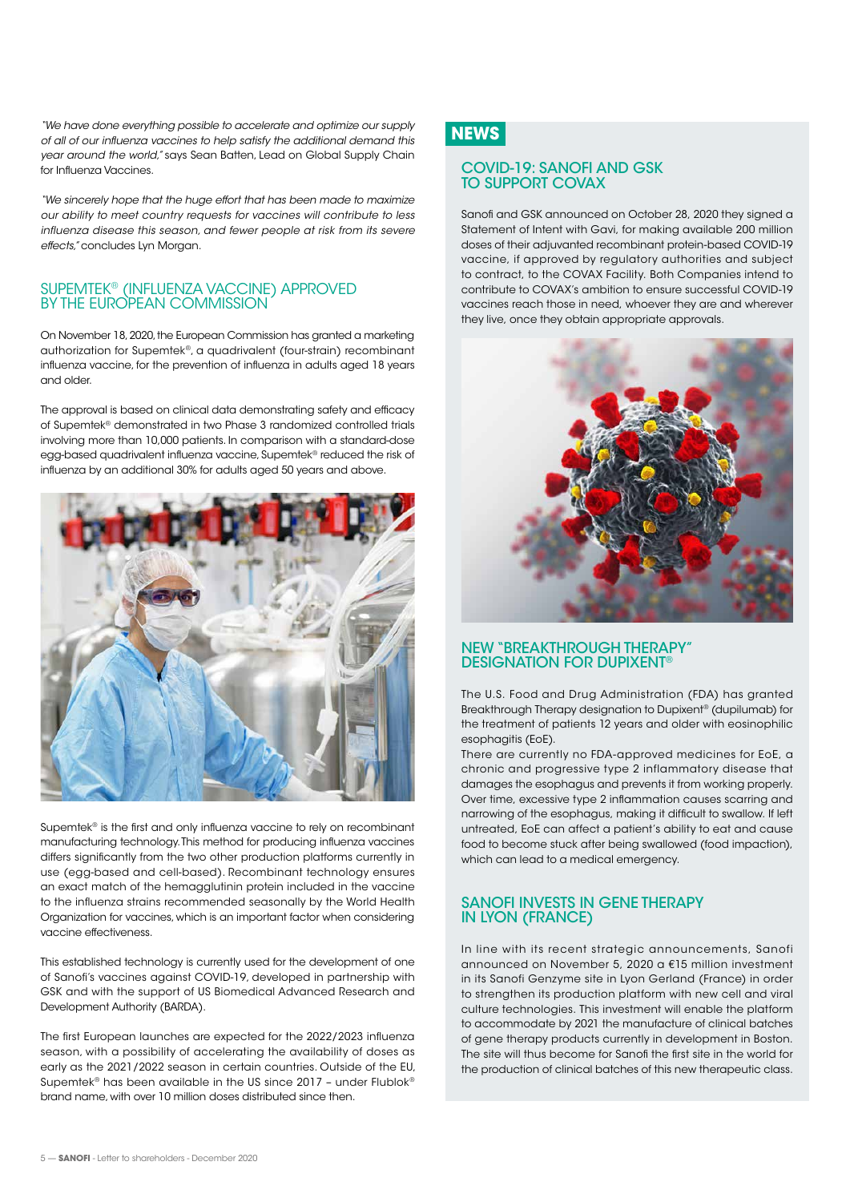*"We have done everything possible to accelerate and optimize our supply of all of our influenza vaccines to help satisfy the additional demand this year around the world,"* says Sean Batten, Lead on Global Supply Chain for Influenza Vaccines.

*"We sincerely hope that the huge effort that has been made to maximize our ability to meet country requests for vaccines will contribute to less influenza disease this season, and fewer people at risk from its severe effects,"* concludes Lyn Morgan.

## SUPEMTEK® (INFLUENZA VACCINE) APPROVED BY THE EUROPEAN COMMISSION

On November 18, 2020, the European Commission has granted a marketing authorization for Supemtek®, a quadrivalent (four-strain) recombinant influenza vaccine, for the prevention of influenza in adults aged 18 years and older.

The approval is based on clinical data demonstrating safety and efficacy of Supemtek® demonstrated in two Phase 3 randomized controlled trials involving more than 10,000 patients. In comparison with a standard-dose egg-based quadrivalent influenza vaccine, Supemtek® reduced the risk of influenza by an additional 30% for adults aged 50 years and above.

Supemtek® is the first and only influenza vaccine to rely on recombinant manufacturing technology. This method for producing influenza vaccines differs significantly from the two other production platforms currently in use (egg-based and cell-based). Recombinant technology ensures an exact match of the hemagglutinin protein included in the vaccine to the influenza strains recommended seasonally by the World Health Organization for vaccines, which is an important factor when considering vaccine effectiveness.

This established technology is currently used for the development of one of Sanofi's vaccines against COVID-19, developed in partnership with GSK and with the support of US Biomedical Advanced Research and Development Authority (BARDA).

The first European launches are expected for the 2022/2023 influenza season, with a possibility of accelerating the availability of doses as early as the 2021/2022 season in certain countries. Outside of the EU, Supemtek® has been available in the US since 2017 – under Flublok® brand name, with over 10 million doses distributed since then.

# NEWS

## COVID-19: SANOFI AND GSK TO SUPPORT COVAX

Sanofi and GSK announced on October 28, 2020 they signed a Statement of Intent with Gavi, for making available 200 million doses of their adjuvanted recombinant protein-based COVID-19 vaccine, if approved by regulatory authorities and subject to contract, to the COVAX Facility. Both Companies intend to contribute to COVAX's ambition to ensure successful COVID-19 vaccines reach those in need, whoever they are and wherever they live, once they obtain appropriate approvals.

## NEW "BREAKTHROUGH THERAPY" DESIGNATION FOR DUPIXENT®

The U.S. Food and Drug Administration (FDA) has granted Breakthrough Therapy designation to Dupixent® (dupilumab) for the treatment of patients 12 years and older with eosinophilic esophagitis (EoE).

There are currently no FDA-approved medicines for EoE, a chronic and progressive type 2 inflammatory disease that damages the esophagus and prevents it from working properly. Over time, excessive type 2 inflammation causes scarring and narrowing of the esophagus, making it difficult to swallow. If left untreated, EoE can affect a patient's ability to eat and cause food to become stuck after being swallowed (food impaction), which can lead to a medical emergency.

## SANOFI INVESTS IN GENE THERAPY IN LYON (FRANCE)

In line with its recent strategic announcements, Sanofi announced on November 5, 2020 a €15 million investment in its Sanofi Genzyme site in Lyon Gerland (France) in order to strengthen its production platform with new cell and viral culture technologies. This investment will enable the platform to accommodate by 2021 the manufacture of clinical batches of gene therapy products currently in development in Boston. The site will thus become for Sanofi the first site in the world for the production of clinical batches of this new therapeutic class.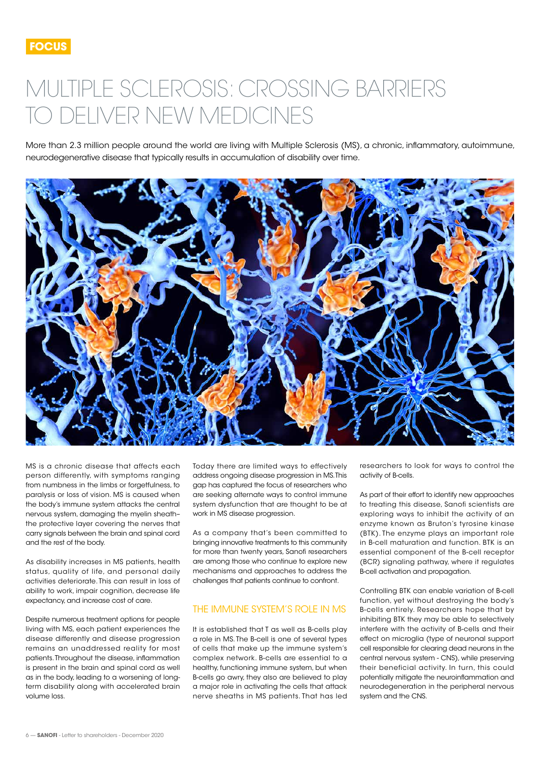FOCUS

# MULTIPLE SCLEROSIS: CROSSING BARRIERS TO DELIVER NEW MEDICINES

More than 2.3 million people around the world are living with Multiple Sclerosis (MS), a chronic, inflammatory, autoimmune, neurodegenerative disease that typically results in accumulation of disability over time.

MS is a chronic disease that affects each person differently, with symptoms ranging from numbness in the limbs or forgetfulness, to paralysis or loss of vision. MS is caused when the body's immune system attacks the central nervous system, damaging the myelin sheath– the protective layer covering the nerves that carry signals between the brain and spinal cord and the rest of the body.

As disability increases in MS patients, health status, quality of life, and personal daily activities deteriorate. This can result in loss of ability to work, impair cognition, decrease life expectancy, and increase cost of care.

Despite numerous treatment options for people living with MS, each patient experiences the disease differently and disease progression remains an unaddressed reality for most patients. Throughout the disease, inflammation is present in the brain and spinal cord as well as in the body, leading to a worsening of long-term disability along with accelerated brain volume loss.

Today there are limited ways to effectively address ongoing disease progression in MS. This gap has captured the focus of researchers who are seeking alternate ways to control immune system dysfunction that are thought to be at work in MS disease progression.

As a company that's been committed to bringing innovative treatments to this community for more than twenty years, Sanofi researchers are among those who continue to explore new mechanisms and approaches to address the challenges that patients continue to confront.

## THE IMMUNE SYSTEM'S ROLE IN MS

It is established that T as well as B-cells play a role in MS. The B-cell is one of several types of cells that make up the immune system's complex network. B-cells are essential to a healthy, functioning immune system, but when B-cells go awry, they also are believed to play a major role in activating the cells that attack nerve sheaths in MS patients. That has led researchers to look for ways to control the activity of B-cells.

As part of their effort to identify new approaches to treating this disease, Sanofi scientists are exploring ways to inhibit the activity of an enzyme known as Bruton's tyrosine kinase (BTK). The enzyme plays an important role in B-cell maturation and function. BTK is an essential component of the B-cell receptor (BCR) signaling pathway, where it regulates B-cell activation and propagation.

Controlling BTK can enable variation of B-cell function, yet without destroying the body's B-cells entirely. Researchers hope that by inhibiting BTK they may be able to selectively interfere with the activity of B-cells and their effect on microglia (type of neuronal support cell responsible for clearing dead neurons in the central nervous system - CNS), while preserving their beneficial activity. In turn, this could potentially mitigate the neuroinflammation and neurodegeneration in the peripheral nervous system and the CNS.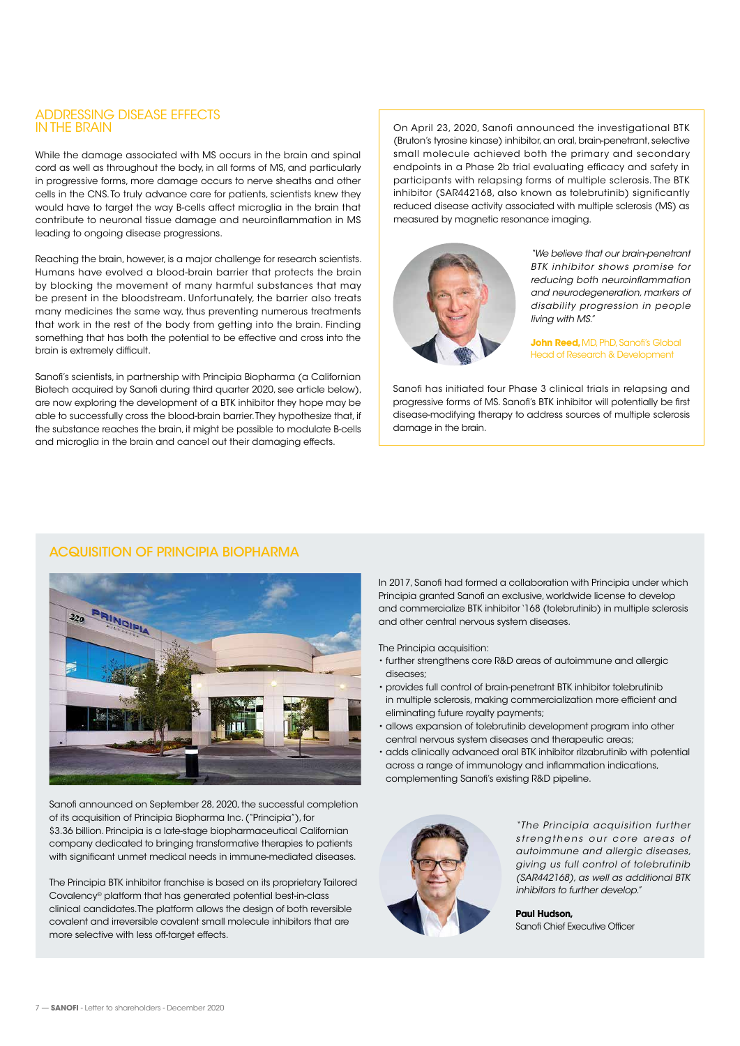## ADDRESSING DISEASE EFFECTS IN THE BRAIN

While the damage associated with MS occurs in the brain and spinal cord as well as throughout the body, in all forms of MS, and particularly in progressive forms, more damage occurs to nerve sheaths and other cells in the CNS. To truly advance care for patients, scientists knew they would have to target the way B-cells affect microglia in the brain that contribute to neuronal tissue damage and neuroinflammation in MS leading to ongoing disease progressions.

Reaching the brain, however, is a major challenge for research scientists. Humans have evolved a blood-brain barrier that protects the brain by blocking the movement of many harmful substances that may be present in the bloodstream. Unfortunately, the barrier also treats many medicines the same way, thus preventing numerous treatments that work in the rest of the body from getting into the brain. Finding something that has both the potential to be effective and cross into the brain is extremely difficult.

Sanofi's scientists, in partnership with Principia Biopharma (a Californian Biotech acquired by Sanofi during third quarter 2020, see article below), are now exploring the development of a BTK inhibitor they hope may be able to successfully cross the blood-brain barrier. They hypothesize that, if the substance reaches the brain, it might be possible to modulate B-cells and microglia in the brain and cancel out their damaging effects.

On April 23, 2020, Sanofi announced the investigational BTK (Bruton's tyrosine kinase) inhibitor, an oral, brain-penetrant, selective small molecule achieved both the primary and secondary endpoints in a Phase 2b trial evaluating efficacy and safety in participants with relapsing forms of multiple sclerosis. The BTK inhibitor (SAR442168, also known as tolebrutinib) significantly reduced disease activity associated with multiple sclerosis (MS) as measured by magnetic resonance imaging.

*"We believe that our brain-penetrant BTK inhibitor shows promise for reducing both neuroinflammation and neurodegeneration, markers of disability progression in people living with MS."*

**John Reed,** MD, PhD, Sanofi's Global Head of Research & Development

Sanofi has initiated four Phase 3 clinical trials in relapsing and progressive forms of MS. Sanofi's BTK inhibitor will potentially be first disease-modifying therapy to address sources of multiple sclerosis damage in the brain.

## ACQUISITION OF PRINCIPIA BIOPHARMA

Sanofi announced on September 28, 2020, the successful completion of its acquisition of Principia Biopharma Inc. ("Principia"), for $3.36 billion. Principia is a late-stage biopharmaceutical Californian company dedicated to bringing transformative therapies to patients with significant unmet medical needs in immune-mediated diseases.

The Principia BTK inhibitor franchise is based on its proprietary Tailored Covalency® platform that has generated potential best-in-class clinical candidates. The platform allows the design of both reversible covalent and irreversible covalent small molecule inhibitors that are more selective with less off-target effects.

In 2017, Sanofi had formed a collaboration with Principia under which Principia granted Sanofi an exclusive, worldwide license to develop and commercialize BTK inhibitor '168 (tolebrutinib) in multiple sclerosis and other central nervous system diseases.

The Principia acquisition:

- further strengthens core R&D areas of autoimmune and allergic diseases;
- provides full control of brain-penetrant BTK inhibitor tolebrutinib in multiple sclerosis, making commercialization more efficient and eliminating future royalty payments;
- allows expansion of tolebrutinib development program into other central nervous system diseases and therapeutic areas;
- adds clinically advanced oral BTK inhibitor rilzabrutinib with potential across a range of immunology and inflammation indications, complementing Sanofi's existing R&D pipeline.

*"The Principia acquisition further strengthens our core areas of autoimmune and allergic diseases, giving us full control of tolebrutinib (SAR442168), as well as additional BTK inhibitors to further develop."*

**Paul Hudson,**
Sanofi Chief Executive Officer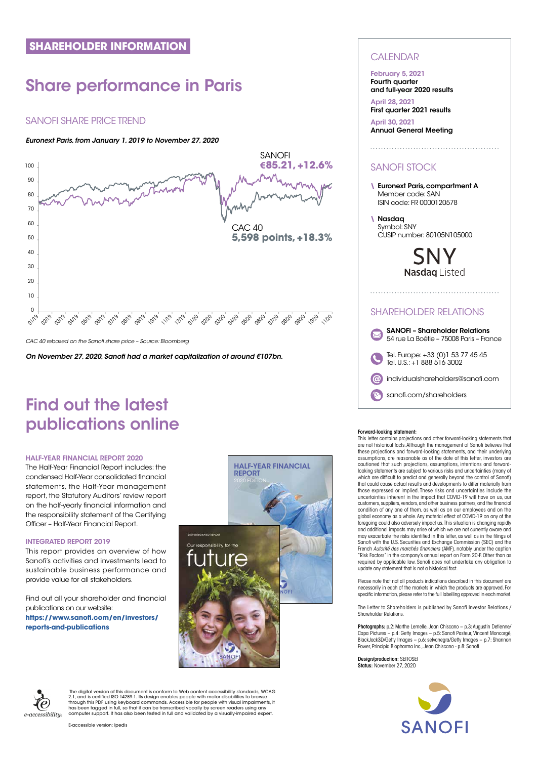## SHAREHOLDER INFORMATION

# Share performance in Paris

### SANOFI SHARE PRICE TREND

*Euronext Paris, from January 1, 2019 to November 27, 2020*

SANOFI
**€85.21, +12.6%**

CAC 40
**5,598 points, +18.3%**

100
90
80
70
60
50
40
30
20
10
0

01/19 02/19 03/19 04/19 05/19 06/19 07/19 08/19 09/19 10/19 11/19 12/19 01/20 02/20 03/20 04/20 05/20 06/20 07/20 08/20 09/20 10/20 11/20

*CAC 40 rebased on the Sanofi share price – Source: Bloomberg*

***On November 27, 2020, Sanofi had a market capitalization of around €107bn.***

# Find out the latest publications online

**HALF-YEAR FINANCIAL REPORT 2020**

The Half-Year Financial Report includes: the condensed Half-Year consolidated financial statements, the Half-Year management report, the Statutory Auditors' review report on the half-yearly financial information and the responsibility statement of the Certifying Officer – Half-Year Financial Report.

**INTEGRATED REPORT 2019**

This report provides an overview of how Sanofi's activities and investments lead to sustainable business performance and provide value for all stakeholders.

Find out all your shareholder and financial publications on our website:
**https://www.sanofi.com/en/investors/reports-and-publications**

## CALENDAR

**February 5, 2021**
**Fourth quarter and full-year 2020 results**

**April 28, 2021**
**First quarter 2021 results**

**April 30, 2021**
**Annual General Meeting**

## SANOFI STOCK

**Euronext Paris, compartment A**
Member code: SAN
ISIN code: FR 0000120578

**Nasdaq**
Symbol: SNY
CUSIP number: 80105N105000

SNY
**Nasdaq** Listed

## SHAREHOLDER RELATIONS

**SANOFI – Shareholder Relations**
54 rue La Boétie – 75008 Paris – France

Tel. Europe: +33 (0)1 53 77 45 45
Tel. U.S.: +1 888 516 3002

individualshareholders@sanofi.com

sanofi.com/shareholders

**Forward-looking statement:**
This letter contains projections and other forward-looking statements that are not historical facts. Although the management of Sanofi believes that these projections and forward-looking statements, and their underlying assumptions, are reasonable as of the date of this letter, investors are cautioned that such projections, assumptions, intentions and forward-looking statements are subject to various risks and uncertainties (many of which are difficult to predict and generally beyond the control of Sanofi) that could cause actual results and developments to differ materially from those expressed or implied. These risks and uncertainties include the uncertainties inherent in the impact that COVID-19 will have on us, our customers, suppliers, vendors, and other business partners, and the financial condition of any one of them, as well as on our employees and on the global economy as a whole. Any material effect of COVID-19 on any of the foregoing could also adversely impact us. This situation is changing rapidly and additional impacts may arise of which we are not currently aware and may exacerbate the risks identified in this letter, as well as in the filings of Sanofi with the U.S. Securities and Exchange Commission (SEC) and the French *Autorité des marchés financiers* (AMF), notably under the caption "Risk Factors" in the company's annual report on Form 20-F. Other than as required by applicable law, Sanofi does not undertake any obligation to update any statement that is not a historical fact.

Please note that not all products indications described in this document are necessarily in each of the markets in which the products are approved. For specific information, please refer to the full labelling approved in each market.

The Letter to Shareholders is published by Sanofi Investor Relations / Shareholder Relations.

**Photographs:** p.2: Marthe Lemelle, Jean Chiscano – p.3: Augustin Detienne/Capa Pictures – p.4: Getty Images – p.5: Sanofi Pasteur, Vincent Moncorgé, BlackJack3D/Getty Images – p.6: selvanegra/Getty Images – p.7: Shannon Power, Principia Biopharma Inc., Jean Chiscano - p.8: Sanofi

**Design/production:** SEITOSEI
**Status:** November 27, 2020

The digital version of this document is conform to Web content accessibility standards, WCAG 2.1, and is certified ISO 14289-1. Its design enables people with motor disabilities to browse through this PDF using keyboard commands. Accessible for people with visual impairments, it has been tagged in full, so that it can be transcribed vocally by screen readers using any computer support. It has also been tested in full and validated by a visually-impaired expert.

E-accessible version: Ipedis